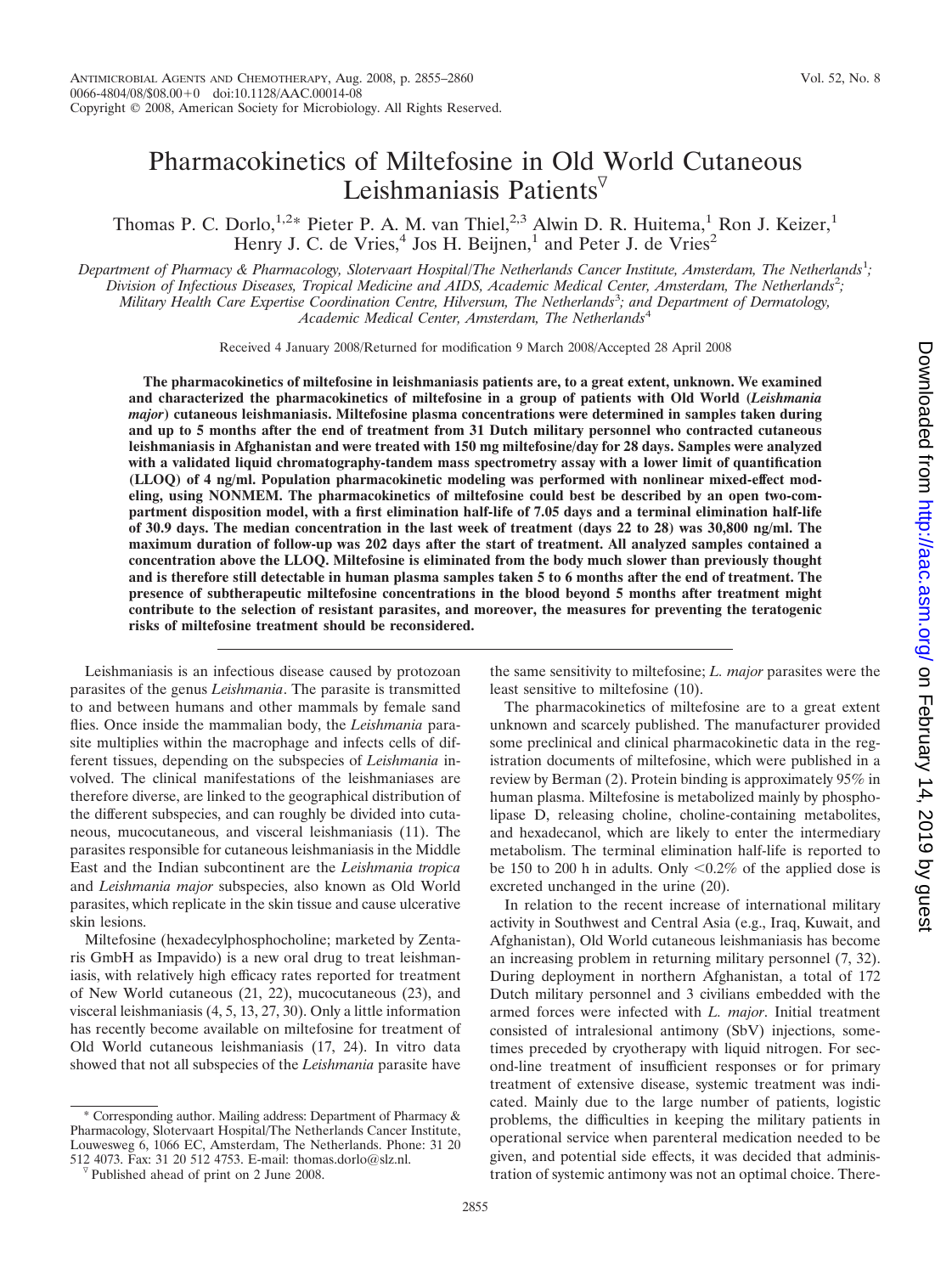# Pharmacokinetics of Miltefosine in Old World Cutaneous Leishmaniasis Patients[▽]

Thomas P. C. Dorlo,[1,2]* Pieter P. A. M. van Thiel,[2,3] Alwin D. R. Huitema,[1] Ron J. Keizer,[1] Henry J. C. de Vries,[4] Jos H. Beijnen,[1] and Peter J. de Vries[2]

*Department of Pharmacy & Pharmacology, Slotervaart Hospital/The Netherlands Cancer Institute, Amsterdam, The Netherlands*[1]*; Division of Infectious Diseases, Tropical Medicine and AIDS, Academic Medical Center, Amsterdam, The Netherlands*[2]*; Military Health Care Expertise Coordination Centre, Hilversum, The Netherlands*[3]*; and Department of Dermatology, Academic Medical Center, Amsterdam, The Netherlands*[4]

Received 4 January 2008/Returned for modification 9 March 2008/Accepted 28 April 2008

**The pharmacokinetics of miltefosine in leishmaniasis patients are, to a great extent, unknown. We examined and characterized the pharmacokinetics of miltefosine in a group of patients with Old World (*Leishmania major*) cutaneous leishmaniasis. Miltefosine plasma concentrations were determined in samples taken during and up to 5 months after the end of treatment from 31 Dutch military personnel who contracted cutaneous leishmaniasis in Afghanistan and were treated with 150 mg miltefosine/day for 28 days. Samples were analyzed with a validated liquid chromatography-tandem mass spectrometry assay with a lower limit of quantification (LLOQ) of 4 ng/ml. Population pharmacokinetic modeling was performed with nonlinear mixed-effect modeling, using NONMEM. The pharmacokinetics of miltefosine could best be described by an open two-compartment disposition model, with a first elimination half-life of 7.05 days and a terminal elimination half-life of 30.9 days. The median concentration in the last week of treatment (days 22 to 28) was 30,800 ng/ml. The maximum duration of follow-up was 202 days after the start of treatment. All analyzed samples contained a concentration above the LLOQ. Miltefosine is eliminated from the body much slower than previously thought and is therefore still detectable in human plasma samples taken 5 to 6 months after the end of treatment. The presence of subtherapeutic miltefosine concentrations in the blood beyond 5 months after treatment might contribute to the selection of resistant parasites, and moreover, the measures for preventing the teratogenic risks of miltefosine treatment should be reconsidered.**

Leishmaniasis is an infectious disease caused by protozoan parasites of the genus *Leishmania*. The parasite is transmitted to and between humans and other mammals by female sand flies. Once inside the mammalian body, the *Leishmania* parasite multiplies within the macrophage and infects cells of different tissues, depending on the subspecies of *Leishmania* involved. The clinical manifestations of the leishmaniases are therefore diverse, are linked to the geographical distribution of the different subspecies, and can roughly be divided into cutaneous, mucocutaneous, and visceral leishmaniasis (11). The parasites responsible for cutaneous leishmaniasis in the Middle East and the Indian subcontinent are the *Leishmania tropica* and *Leishmania major* subspecies, also known as Old World parasites, which replicate in the skin tissue and cause ulcerative skin lesions.

Miltefosine (hexadecylphosphocholine; marketed by Zentaris GmbH as Impavido) is a new oral drug to treat leishmaniasis, with relatively high efficacy rates reported for treatment of New World cutaneous (21, 22), mucocutaneous (23), and visceral leishmaniasis (4, 5, 13, 27, 30). Only a little information has recently become available on miltefosine for treatment of Old World cutaneous leishmaniasis (17, 24). In vitro data showed that not all subspecies of the *Leishmania* parasite have the same sensitivity to miltefosine; *L. major* parasites were the least sensitive to miltefosine (10).

The pharmacokinetics of miltefosine are to a great extent unknown and scarcely published. The manufacturer provided some preclinical and clinical pharmacokinetic data in the registration documents of miltefosine, which were published in a review by Berman (2). Protein binding is approximately 95% in human plasma. Miltefosine is metabolized mainly by phospholipase D, releasing choline, choline-containing metabolites, and hexadecanol, which are likely to enter the intermediary metabolism. The terminal elimination half-life is reported to be 150 to 200 h in adults. Only <0.2% of the applied dose is excreted unchanged in the urine (20).

In relation to the recent increase of international military activity in Southwest and Central Asia (e.g., Iraq, Kuwait, and Afghanistan), Old World cutaneous leishmaniasis has become an increasing problem in returning military personnel (7, 32). During deployment in northern Afghanistan, a total of 172 Dutch military personnel and 3 civilians embedded with the armed forces were infected with *L. major*. Initial treatment consisted of intralesional antimony (SbV) injections, sometimes preceded by cryotherapy with liquid nitrogen. For second-line treatment of insufficient responses or for primary treatment of extensive disease, systemic treatment was indicated. Mainly due to the large number of patients, logistic problems, the difficulties in keeping the military patients in operational service when parenteral medication needed to be given, and potential side effects, it was decided that administration of systemic antimony was not an optimal choice. There-

* Corresponding author. Mailing address: Department of Pharmacy & Pharmacology, Slotervaart Hospital/The Netherlands Cancer Institute, Louwesweg 6, 1066 EC, Amsterdam, The Netherlands. Phone: 31 20 512 4073. Fax: 31 20 512 4753. E-mail: thomas.dorlo@slz.nl.

▽ Published ahead of print on 2 June 2008.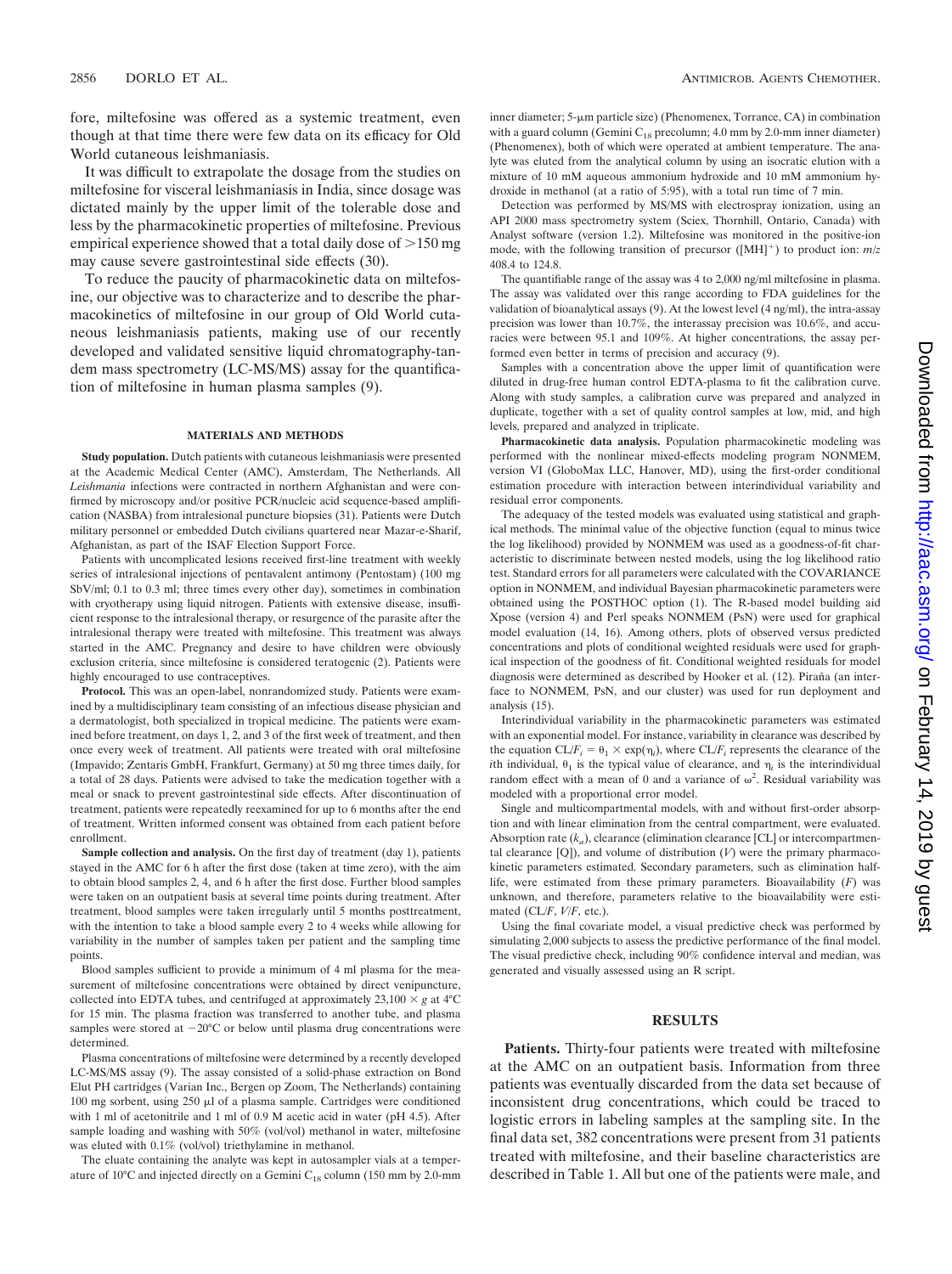fore, miltefosine was offered as a systemic treatment, even though at that time there were few data on its efficacy for Old World cutaneous leishmaniasis.

It was difficult to extrapolate the dosage from the studies on miltefosine for visceral leishmaniasis in India, since dosage was dictated mainly by the upper limit of the tolerable dose and less by the pharmacokinetic properties of miltefosine. Previous empirical experience showed that a total daily dose of >150 mg may cause severe gastrointestinal side effects (30).

To reduce the paucity of pharmacokinetic data on miltefosine, our objective was to characterize and to describe the pharmacokinetics of miltefosine in our group of Old World cutaneous leishmaniasis patients, making use of our recently developed and validated sensitive liquid chromatography-tandem mass spectrometry (LC-MS/MS) assay for the quantification of miltefosine in human plasma samples (9).

## MATERIALS AND METHODS

**Study population.** Dutch patients with cutaneous leishmaniasis were presented at the Academic Medical Center (AMC), Amsterdam, The Netherlands. All *Leishmania* infections were contracted in northern Afghanistan and were confirmed by microscopy and/or positive PCR/nucleic acid sequence-based amplification (NASBA) from intralesional puncture biopsies (31). Patients were Dutch military personnel or embedded Dutch civilians quartered near Mazar-e-Sharif, Afghanistan, as part of the ISAF Election Support Force.

Patients with uncomplicated lesions received first-line treatment with weekly series of intralesional injections of pentavalent antimony (Pentostam) (100 mg SbV/ml; 0.1 to 0.3 ml; three times every other day), sometimes in combination with cryotherapy using liquid nitrogen. Patients with extensive disease, insufficient response to the intralesional therapy, or resurgence of the parasite after the intralesional therapy were treated with miltefosine. This treatment was always started in the AMC. Pregnancy and desire to have children were obviously exclusion criteria, since miltefosine is considered teratogenic (2). Patients were highly encouraged to use contraceptives.

**Protocol.** This was an open-label, nonrandomized study. Patients were examined by a multidisciplinary team consisting of an infectious disease physician and a dermatologist, both specialized in tropical medicine. The patients were examined before treatment, on days 1, 2, and 3 of the first week of treatment, and then once every week of treatment. All patients were treated with oral miltefosine (Impavido; Zentaris GmbH, Frankfurt, Germany) at 50 mg three times daily, for a total of 28 days. Patients were advised to take the medication together with a meal or snack to prevent gastrointestinal side effects. After discontinuation of treatment, patients were repeatedly reexamined for up to 6 months after the end of treatment. Written informed consent was obtained from each patient before enrollment.

**Sample collection and analysis.** On the first day of treatment (day 1), patients stayed in the AMC for 6 h after the first dose (taken at time zero), with the aim to obtain blood samples 2, 4, and 6 h after the first dose. Further blood samples were taken on an outpatient basis at several time points during treatment. After treatment, blood samples were taken irregularly until 5 months posttreatment, with the intention to take a blood sample every 2 to 4 weeks while allowing for variability in the number of samples taken per patient and the sampling time points.

Blood samples sufficient to provide a minimum of 4 ml plasma for the measurement of miltefosine concentrations were obtained by direct venipuncture, collected into EDTA tubes, and centrifuged at approximately 23,100 × *g* at 4°C for 15 min. The plasma fraction was transferred to another tube, and plasma samples were stored at −20°C or below until plasma drug concentrations were determined.

Plasma concentrations of miltefosine were determined by a recently developed LC-MS/MS assay (9). The assay consisted of a solid-phase extraction on Bond Elut PH cartridges (Varian Inc., Bergen op Zoom, The Netherlands) containing 100 mg sorbent, using 250 μl of a plasma sample. Cartridges were conditioned with 1 ml of acetonitrile and 1 ml of 0.9 M acetic acid in water (pH 4.5). After sample loading and washing with 50% (vol/vol) methanol in water, miltefosine was eluted with 0.1% (vol/vol) triethylamine in methanol.

The eluate containing the analyte was kept in autosampler vials at a temperature of 10°C and injected directly on a Gemini $C_{18}$ column (150 mm by 2.0-mm inner diameter; 5-μm particle size) (Phenomenex, Torrance, CA) in combination with a guard column (Gemini $C_{18}$ precolumn; 4.0 mm by 2.0-mm inner diameter) (Phenomenex), both of which were operated at ambient temperature. The analyte was eluted from the analytical column by using an isocratic elution with a mixture of 10 mM aqueous ammonium hydroxide and 10 mM ammonium hydroxide in methanol (at a ratio of 5:95), with a total run time of 7 min.

Detection was performed by MS/MS with electrospray ionization, using an API 2000 mass spectrometry system (Sciex, Thornhill, Ontario, Canada) with Analyst software (version 1.2). Miltefosine was monitored in the positive-ion mode, with the following transition of precursor ($[MH]^+$) to product ion: $m/z$ 408.4 to 124.8.

The quantifiable range of the assay was 4 to 2,000 ng/ml miltefosine in plasma. The assay was validated over this range according to FDA guidelines for the validation of bioanalytical assays (9). At the lowest level (4 ng/ml), the intra-assay precision was lower than 10.7%, the interassay precision was 10.6%, and accuracies were between 95.1 and 109%. At higher concentrations, the assay performed even better in terms of precision and accuracy (9).

Samples with a concentration above the upper limit of quantification were diluted in drug-free human control EDTA-plasma to fit the calibration curve. Along with study samples, a calibration curve was prepared and analyzed in duplicate, together with a set of quality control samples at low, mid, and high levels, prepared and analyzed in triplicate.

**Pharmacokinetic data analysis.** Population pharmacokinetic modeling was performed with the nonlinear mixed-effects modeling program NONMEM, version VI (GloboMax LLC, Hanover, MD), using the first-order conditional estimation procedure with interaction between interindividual variability and residual error components.

The adequacy of the tested models was evaluated using statistical and graphical methods. The minimal value of the objective function (equal to minus twice the log likelihood) provided by NONMEM was used as a goodness-of-fit characteristic to discriminate between nested models, using the log likelihood ratio test. Standard errors for all parameters were calculated with the COVARIANCE option in NONMEM, and individual Bayesian pharmacokinetic parameters were obtained using the POSTHOC option (1). The R-based model building aid Xpose (version 4) and Perl speaks NONMEM (PsN) were used for graphical model evaluation (14, 16). Among others, plots of observed versus predicted concentrations and plots of conditional weighted residuals were used for graphical inspection of the goodness of fit. Conditional weighted residuals for model diagnosis were determined as described by Hooker et al. (12). Piraña (an interface to NONMEM, PsN, and our cluster) was used for run deployment and analysis (15).

Interindividual variability in the pharmacokinetic parameters was estimated with an exponential model. For instance, variability in clearance was described by the equation $CL/F_i = \theta_1 \times \exp(\eta_i)$, where $CL/F_i$ represents the clearance of the $i$th individual, $\theta_1$ is the typical value of clearance, and $\eta_i$ is the interindividual random effect with a mean of 0 and a variance of $\omega^2$. Residual variability was modeled with a proportional error model.

Single and multicompartmental models, with and without first-order absorption and with linear elimination from the central compartment, were evaluated. Absorption rate ($k_a$), clearance (elimination clearance [CL] or intercompartmental clearance [Q]), and volume of distribution ($V$) were the primary pharmacokinetic parameters estimated. Secondary parameters, such as elimination half-life, were estimated from these primary parameters. Bioavailability ($F$) was unknown, and therefore, parameters relative to the bioavailability were estimated ($CL/F$, $V/F$, etc.).

Using the final covariate model, a visual predictive check was performed by simulating 2,000 subjects to assess the predictive performance of the final model. The visual predictive check, including 90% confidence interval and median, was generated and visually assessed using an R script.

## RESULTS

**Patients.** Thirty-four patients were treated with miltefosine at the AMC on an outpatient basis. Information from three patients was eventually discarded from the data set because of inconsistent drug concentrations, which could be traced to logistic errors in labeling samples at the sampling site. In the final data set, 382 concentrations were present from 31 patients treated with miltefosine, and their baseline characteristics are described in Table 1. All but one of the patients were male, and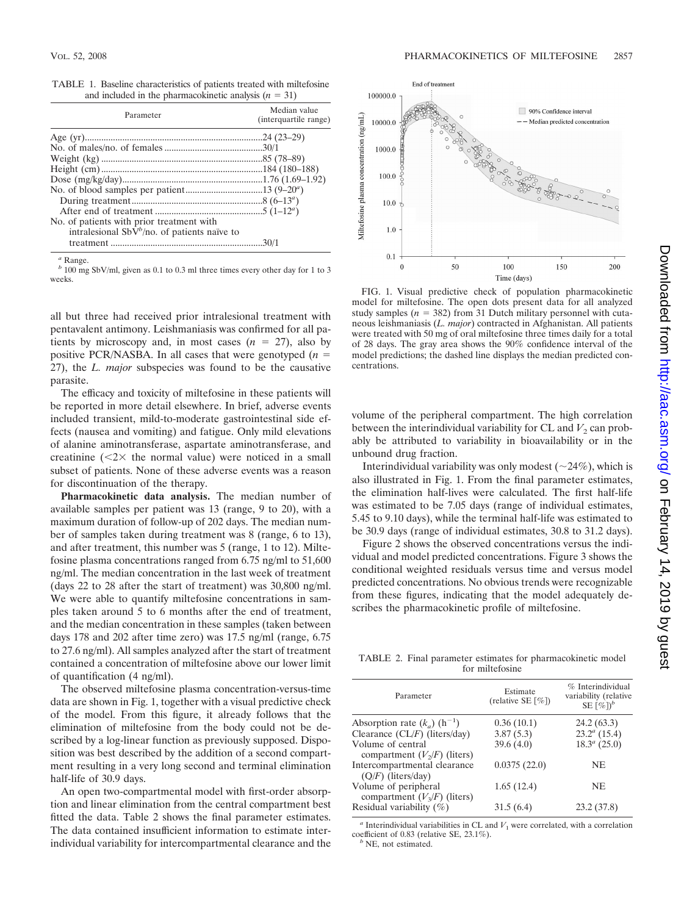TABLE 1. Baseline characteristics of patients treated with miltefosine and included in the pharmacokinetic analysis ($n$ = 31)

| Parameter | Median value (interquartile range) |
|---|---|
| Age (yr) | 24 (23–29) |
| No. of males/no. of females | 30/1 |
| Weight (kg) | 85 (78–89) |
| Height (cm) | 184 (180–188) |
| Dose (mg/kg/day) | 1.76 (1.69–1.92) |
| No. of blood samples per patient | 13 (9–20[a]) |
| During treatment | 8 (6–13[a]) |
| After end of treatment | 5 (1–12[a]) |
| No. of patients with prior treatment with intralesional SbV[b]/no. of patients naïve to treatment | 30/1 |

[a] Range.
[b] 100 mg SbV/ml, given as 0.1 to 0.3 ml three times every other day for 1 to 3 weeks.

all but three had received prior intralesional treatment with pentavalent antimony. Leishmaniasis was confirmed for all patients by microscopy and, in most cases ($n$ = 27), also by positive PCR/NASBA. In all cases that were genotyped ($n$ = 27), the *L. major* subspecies was found to be the causative parasite.

The efficacy and toxicity of miltefosine in these patients will be reported in more detail elsewhere. In brief, adverse events included transient, mild-to-moderate gastrointestinal side effects (nausea and vomiting) and fatigue. Only mild elevations of alanine aminotransferase, aspartate aminotransferase, and creatinine (<2× the normal value) were noticed in a small subset of patients. None of these adverse events was a reason for discontinuation of the therapy.

**Pharmacokinetic data analysis.** The median number of available samples per patient was 13 (range, 9 to 20), with a maximum duration of follow-up of 202 days. The median number of samples taken during treatment was 8 (range, 6 to 13), and after treatment, this number was 5 (range, 1 to 12). Miltefosine plasma concentrations ranged from 6.75 ng/ml to 51,600 ng/ml. The median concentration in the last week of treatment (days 22 to 28 after the start of treatment) was 30,800 ng/ml. We were able to quantify miltefosine concentrations in samples taken around 5 to 6 months after the end of treatment, and the median concentration in these samples (taken between days 178 and 202 after time zero) was 17.5 ng/ml (range, 6.75 to 27.6 ng/ml). All samples analyzed after the start of treatment contained a concentration of miltefosine above our lower limit of quantification (4 ng/ml).

The observed miltefosine plasma concentration-versus-time data are shown in Fig. 1, together with a visual predictive check of the model. From this figure, it already follows that the elimination of miltefosine from the body could not be described by a log-linear function as previously supposed. Disposition was best described by the addition of a second compartment resulting in a very long second and terminal elimination half-life of 30.9 days.

An open two-compartmental model with first-order absorption and linear elimination from the central compartment best fitted the data. Table 2 shows the final parameter estimates. The data contained insufficient information to estimate interindividual variability for intercompartmental clearance and the volume of the peripheral compartment. The high correlation between the interindividual variability for CL and $V_2$ can probably be attributed to variability in bioavailability or in the unbound drug fraction.

FIG. 1. Visual predictive check of population pharmacokinetic model for miltefosine. The open dots present data for all analyzed study samples ($n$ = 382) from 31 Dutch military personnel with cutaneous leishmaniases (*L. major*) contracted in Afghanistan. All patients were treated with 50 mg of oral miltefosine three times daily for a total of 28 days. The gray area shows the 90% confidence interval of the model predictions; the dashed line displays the median predicted concentrations.

Interindividual variability was only modest (~24%), which is also illustrated in Fig. 1. From the final parameter estimates, the elimination half-lives were calculated. The first half-life was estimated to be 7.05 days (range of individual estimates, 5.45 to 9.10 days), while the terminal half-life was estimated to be 30.9 days (range of individual estimates, 30.8 to 31.2 days).

Figure 2 shows the observed concentrations versus the individual and model predicted concentrations. Figure 3 shows the conditional weighted residuals versus time and versus model predicted concentrations. No obvious trends were recognizable from these figures, indicating that the model adequately describes the pharmacokinetic profile of miltefosine.

TABLE 2. Final parameter estimates for pharmacokinetic model for miltefosine

| Parameter | Estimate (relative SE [%]) | % Interindividual variability (relative SE [%])[b] |
|---|---|---|
| Absorption rate ($k_a$) ($h^{-1}$) | 0.36 (10.1) | 24.2 (63.3) |
| Clearance (CL/$F$) (liters/day) | 3.87 (5.3) | 23.2[a] (15.4) |
| Volume of central compartment ($V_2/F$) (liters) | 39.6 (4.0) | 18.3[a] (25.0) |
| Intercompartmental clearance ($Q/F$) (liters/day) | 0.0375 (22.0) | NE |
| Volume of peripheral compartment ($V_3/F$) (liters) | 1.65 (12.4) | NE |
| Residual variability (%) | 31.5 (6.4) | 23.2 (37.8) |

[a] Interindividual variabilities in CL and $V_1$ were correlated, with a correlation coefficient of 0.83 (relative SE, 23.1%).
[b] NE, not estimated.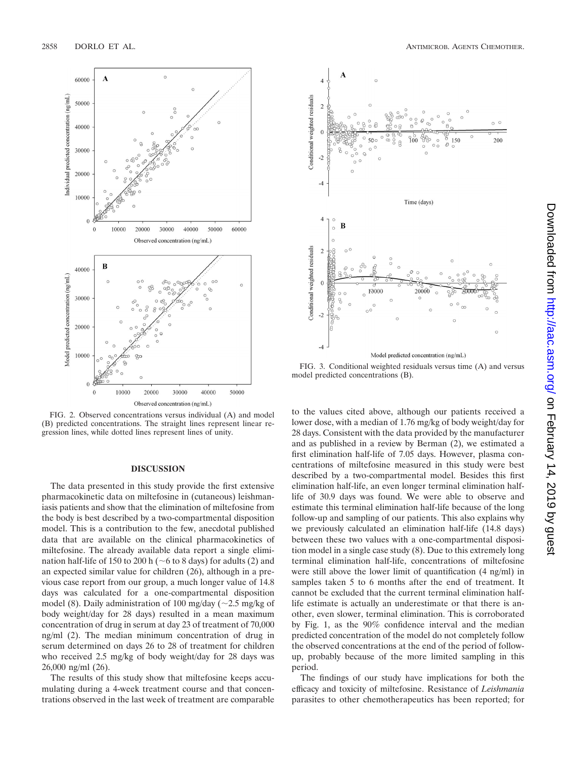FIG. 2. Observed concentrations versus individual (A) and model (B) predicted concentrations. The straight lines represent linear regression lines, while dotted lines represent lines of unity.

FIG. 3. Conditional weighted residuals versus time (A) and versus model predicted concentrations (B).

## DISCUSSION

The data presented in this study provide the first extensive pharmacokinetic data on miltefosine in (cutaneous) leishmaniasis patients and show that the elimination of miltefosine from the body is best described by a two-compartmental disposition model. This is a contribution to the few, anecdotal published data that are available on the clinical pharmacokinetics of miltefosine. The already available data report a single elimination half-life of 150 to 200 h (~6 to 8 days) for adults (2) and an expected similar value for children (26), although in a previous case report from our group, a much longer value of 14.8 days was calculated for a one-compartmental disposition model (8). Daily administration of 100 mg/day (~2.5 mg/kg of body weight/day for 28 days) resulted in a mean maximum concentration of drug in serum at day 23 of treatment of 70,000 ng/ml (2). The median minimum concentration of drug in serum determined on days 26 to 28 of treatment for children who received 2.5 mg/kg of body weight/day for 28 days was 26,000 ng/ml (26).

The results of this study show that miltefosine keeps accumulating during a 4-week treatment course and that concentrations observed in the last week of treatment are comparable to the values cited above, although our patients received a lower dose, with a median of 1.76 mg/kg of body weight/day for 28 days. Consistent with the data provided by the manufacturer and as published in a review by Berman (2), we estimated a first elimination half-life of 7.05 days. However, plasma concentrations of miltefosine measured in this study were best described by a two-compartmental model. Besides this first elimination half-life, an even longer terminal elimination half-life of 30.9 days was found. We were able to observe and estimate this terminal elimination half-life because of the long follow-up and sampling of our patients. This also explains why we previously calculated an elimination half-life (14.8 days) between these two values with a one-compartmental disposition model in a single case study (8). Due to this extremely long terminal elimination half-life, concentrations of miltefosine were still above the lower limit of quantification (4 ng/ml) in samples taken 5 to 6 months after the end of treatment. It cannot be excluded that the current terminal elimination half-life estimate is actually an underestimate or that there is another, even slower, terminal elimination. This is corroborated by Fig. 1, as the 90% confidence interval and the median predicted concentration of the model do not completely follow the observed concentrations at the end of the period of follow-up, probably because of the more limited sampling in this period.

The findings of our study have implications for both the efficacy and toxicity of miltefosine. Resistance of *Leishmania* parasites to other chemotherapeutics has been reported; for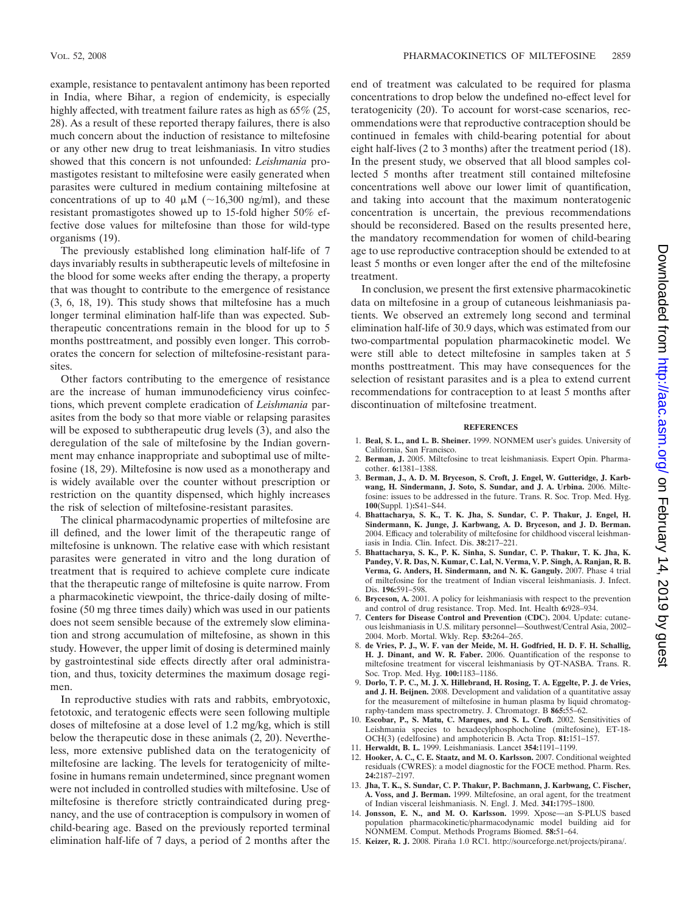example, resistance to pentavalent antimony has been reported in India, where Bihar, a region of endemicity, is especially highly affected, with treatment failure rates as high as 65% (25, 28). As a result of these reported therapy failures, there is also much concern about the induction of resistance to miltefosine or any other new drug to treat leishmaniasis. In vitro studies showed that this concern is not unfounded: *Leishmania* promastigotes resistant to miltefosine were easily generated when parasites were cultured in medium containing miltefosine at concentrations of up to 40 μM (~16,300 ng/ml), and these resistant promastigotes showed up to 15-fold higher 50% effective dose values for miltefosine than those for wild-type organisms (19).

The previously established long elimination half-life of 7 days invariably results in subtherapeutic levels of miltefosine in the blood for some weeks after ending the therapy, a property that was thought to contribute to the emergence of resistance (3, 6, 18, 19). This study shows that miltefosine has a much longer terminal elimination half-life than was expected. Subtherapeutic concentrations remain in the blood for up to 5 months posttreatment, and possibly even longer. This corroborates the concern for selection of miltefosine-resistant parasites.

Other factors contributing to the emergence of resistance are the increase of human immunodeficiency virus coinfections, which prevent complete eradication of *Leishmania* parasites from the body so that more viable or relapsing parasites will be exposed to subtherapeutic drug levels (3), and also the deregulation of the sale of miltefosine by the Indian government may enhance inappropriate and suboptimal use of miltefosine (18, 29). Miltefosine is now used as a monotherapy and is widely available over the counter without prescription or restriction on the quantity dispensed, which highly increases the risk of selection of miltefosine-resistant parasites.

The clinical pharmacodynamic properties of miltefosine are ill defined, and the lower limit of the therapeutic range of miltefosine is unknown. The relative ease with which resistant parasites were generated in vitro and the long duration of treatment that is required to achieve complete cure indicate that the therapeutic range of miltefosine is quite narrow. From a pharmacokinetic viewpoint, the thrice-daily dosing of miltefosine (50 mg three times daily) which was used in our patients does not seem sensible because of the extremely slow elimination and strong accumulation of miltefosine, as shown in this study. However, the upper limit of dosing is determined mainly by gastrointestinal side effects directly after oral administration, and thus, toxicity determines the maximum dosage regimen.

In reproductive studies with rats and rabbits, embryotoxic, fetotoxic, and teratogenic effects were seen following multiple doses of miltefosine at a dose level of 1.2 mg/kg, which is still below the therapeutic dose in these animals (2, 20). Nevertheless, more extensive published data on the teratogenicity of miltefosine are lacking. The levels for teratogenicity of miltefosine in humans remain undetermined, since pregnant women were not included in controlled studies with miltefosine. Use of miltefosine is therefore strictly contraindicated during pregnancy, and the use of contraception is compulsory in women of child-bearing age. Based on the previously reported terminal elimination half-life of 7 days, a period of 2 months after the end of treatment was calculated to be required for plasma concentrations to drop below the undefined no-effect level for teratogenicity (20). To account for worst-case scenarios, recommendations were that reproductive contraception should be continued in females with child-bearing potential for about eight half-lives (2 to 3 months) after the treatment period (18). In the present study, we observed that all blood samples collected 5 months after treatment still contained miltefosine concentrations well above our lower limit of quantification, and taking into account that the maximum nonteratogenic concentration is uncertain, the previous recommendations should be reconsidered. Based on the results presented here, the mandatory recommendation for women of child-bearing age to use reproductive contraception should be extended to at least 5 months or even longer after the end of the miltefosine treatment.

In conclusion, we present the first extensive pharmacokinetic data on miltefosine in a group of cutaneous leishmaniasis patients. We observed an extremely long second and terminal elimination half-life of 30.9 days, which was estimated from our two-compartmental population pharmacokinetic model. We were still able to detect miltefosine in samples taken at 5 months posttreatment. This may have consequences for the selection of resistant parasites and is a plea to extend current recommendations for contraception to at least 5 months after discontinuation of miltefosine treatment.

## REFERENCES

1. **Beal, S. L., and L. B. Sheiner.** 1999. NONMEM user's guides. University of California, San Francisco.
2. **Berman, J.** 2005. Miltefosine to treat leishmaniasis. Expert Opin. Pharmacother. **6:**1381–1388.
3. **Berman, J., A. D. M. Bryceson, S. Croft, J. Engel, W. Gutteridge, J. Karbwang, H. Sindermann, J. Soto, S. Sundar, and J. A. Urbina.** 2006. Miltefosine: issues to be addressed in the future. Trans. R. Soc. Trop. Med. Hyg. **100**(Suppl. 1)**:**S41–S44.
4. **Bhattacharya, S. K., T. K. Jha, S. Sundar, C. P. Thakur, J. Engel, H. Sindermann, K. Junge, J. Karbwang, A. D. Bryceson, and J. D. Berman.** 2004. Efficacy and tolerability of miltefosine for childhood visceral leishmaniasis in India. Clin. Infect. Dis. **38:**217–221.
5. **Bhattacharya, S. K., P. K. Sinha, S. Sundar, C. P. Thakur, T. K. Jha, K. Pandey, V. R. Das, N. Kumar, C. Lal, N. Verma, V. P. Singh, A. Ranjan, R. B. Verma, G. Anders, H. Sindermann, and N. K. Ganguly.** 2007. Phase 4 trial of miltefosine for the treatment of Indian visceral leishmaniasis. J. Infect. Dis. **196:**591–598.
6. **Bryceson, A.** 2001. A policy for leishmaniasis with respect to the prevention and control of drug resistance. Trop. Med. Int. Health **6:**928–934.
7. **Centers for Disease Control and Prevention (CDC).** 2004. Update: cutaneous leishmaniasis in U.S. military personnel—Southwest/Central Asia, 2002–2004. Morb. Mortal. Wkly. Rep. **53:**264–265.
8. **de Vries, P. J., W. F. van der Meide, M. H. Godfried, H. D. F. H. Schallig, H. J. Dinant, and W. R. Faber.** 2006. Quantification of the response to miltefosine treatment for visceral leishmaniasis by QT-NASBA. Trans. R. Soc. Trop. Med. Hyg. **100:**1183–1186.
9. **Dorlo, T. P. C., M. J. X. Hillebrand, H. Rosing, T. A. Eggelte, P. J. de Vries, and J. H. Beijnen.** 2008. Development and validation of a quantitative assay for the measurement of miltefosine in human plasma by liquid chromatography-tandem mass spectrometry. J. Chromatogr. B **865:**55–62.
10. **Escobar, P., S. Matu, C. Marques, and S. L. Croft.** 2002. Sensitivities of Leishmania species to hexadecylphosphocholine (miltefosine), ET-18-OCH(3) (edelfosine) and amphotericin B. Acta Trop. **81:**151–157.
11. **Herwaldt, B. L.** 1999. Leishmaniasis. Lancet **354:**1191–1199.
12. **Hooker, A. C., C. E. Staatz, and M. O. Karlsson.** 2007. Conditional weighted residuals (CWRES): a model diagnostic for the FOCE method. Pharm. Res. **24:**2187–2197.
13. **Jha, T. K., S. Sundar, C. P. Thakur, P. Bachmann, J. Karbwang, C. Fischer, A. Voss, and J. Berman.** 1999. Miltefosine, an oral agent, for the treatment of Indian visceral leishmaniasis. N. Engl. J. Med. **341:**1795–1800.
14. **Jonsson, E. N., and M. O. Karlsson.** 1999. Xpose—an S-PLUS based population pharmacokinetic/pharmacodynamic model building aid for NONMEM. Comput. Methods Programs Biomed. **58:**51–64.
15. **Keizer, R. J.** 2008. Piraña 1.0 RC1. http://sourceforge.net/projects/pirana/.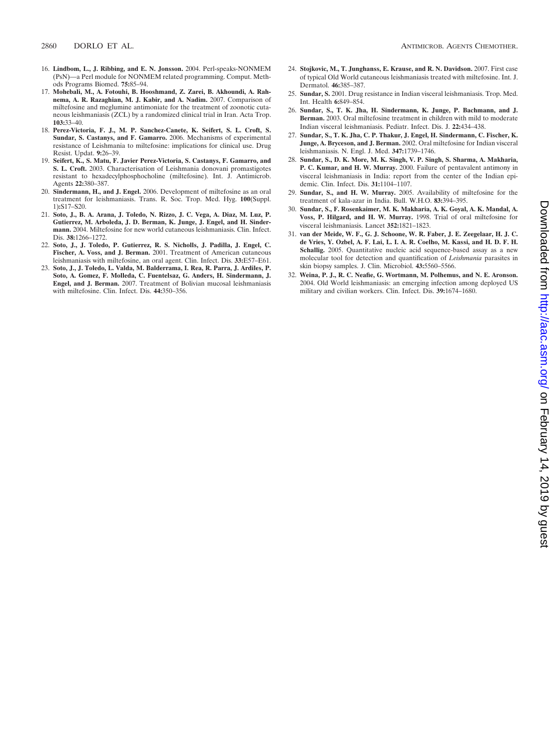16. **Lindbom, L., J. Ribbing, and E. N. Jonsson.** 2004. Perl-speaks-NONMEM (PsN)—a Perl module for NONMEM related programming. Comput. Methods Programs Biomed. **75:**85–94.
17. **Mohebali, M., A. Fotouhi, B. Hooshmand, Z. Zarei, B. Akhoundi, A. Rahnema, A. R. Razaghian, M. J. Kabir, and A. Nadim.** 2007. Comparison of miltefosine and meglumine antimoniate for the treatment of zoonotic cutaneous leishmaniasis (ZCL) by a randomized clinical trial in Iran. Acta Trop. **103:**33–40.
18. **Perez-Victoria, F. J., M. P. Sanchez-Canete, K. Seifert, S. L. Croft, S. Sundar, S. Castanys, and F. Gamarro.** 2006. Mechanisms of experimental resistance of Leishmania to miltefosine: implications for clinical use. Drug Resist. Updat. **9:**26–39.
19. **Seifert, K., S. Matu, F. Javier Perez-Victoria, S. Castanys, F. Gamarro, and S. L. Croft.** 2003. Characterisation of Leishmania donovani promastigotes resistant to hexadecylphosphocholine (miltefosine). Int. J. Antimicrob. Agents **22:**380–387.
20. **Sindermann, H., and J. Engel.** 2006. Development of miltefosine as an oral treatment for leishmaniasis. Trans. R. Soc. Trop. Med. Hyg. **100**(Suppl. 1)**:**S17–S20.
21. **Soto, J., B. A. Arana, J. Toledo, N. Rizzo, J. C. Vega, A. Diaz, M. Luz, P. Gutierrez, M. Arboleda, J. D. Berman, K. Junge, J. Engel, and H. Sindermann.** 2004. Miltefosine for new world cutaneous leishmaniasis. Clin. Infect. Dis. **38:**1266–1272.
22. **Soto, J., J. Toledo, P. Gutierrez, R. S. Nicholls, J. Padilla, J. Engel, C. Fischer, A. Voss, and J. Berman.** 2001. Treatment of American cutaneous leishmaniasis with miltefosine, an oral agent. Clin. Infect. Dis. **33:**E57–E61.
23. **Soto, J., J. Toledo, L. Valda, M. Balderrama, I. Rea, R. Parra, J. Ardiles, P. Soto, A. Gomez, F. Molleda, C. Fuentelsaz, G. Anders, H. Sindermann, J. Engel, and J. Berman.** 2007. Treatment of Bolivian mucosal leishmaniasis with miltefosine. Clin. Infect. Dis. **44:**350–356.
24. **Stojkovic, M., T. Junghanss, E. Krause, and R. N. Davidson.** 2007. First case of typical Old World cutaneous leishmaniasis treated with miltefosine. Int. J. Dermatol. **46:**385–387.
25. **Sundar, S.** 2001. Drug resistance in Indian visceral leishmaniasis. Trop. Med. Int. Health **6:**849–854.
26. **Sundar, S., T. K. Jha, H. Sindermann, K. Junge, P. Bachmann, and J. Berman.** 2003. Oral miltefosine treatment in children with mild to moderate Indian visceral leishmaniasis. Pediatr. Infect. Dis. J. **22:**434–438.
27. **Sundar, S., T. K. Jha, C. P. Thakur, J. Engel, H. Sindermann, C. Fischer, K. Junge, A. Bryceson, and J. Berman.** 2002. Oral miltefosine for Indian visceral leishmaniasis. N. Engl. J. Med. **347:**1739–1746.
28. **Sundar, S., D. K. More, M. K. Singh, V. P. Singh, S. Sharma, A. Makharia, P. C. Kumar, and H. W. Murray.** 2000. Failure of pentavalent antimony in visceral leishmaniasis in India: report from the center of the Indian epidemic. Clin. Infect. Dis. **31:**1104–1107.
29. **Sundar, S., and H. W. Murray.** 2005. Availability of miltefosine for the treatment of kala-azar in India. Bull. W.H.O. **83:**394–395.
30. **Sundar, S., F. Rosenkaimer, M. K. Makharia, A. K. Goyal, A. K. Mandal, A. Voss, P. Hilgard, and H. W. Murray.** 1998. Trial of oral miltefosine for visceral leishmaniasis. Lancet **352:**1821–1823.
31. **van der Meide, W. F., G. J. Schoone, W. R. Faber, J. E. Zeegelaar, H. J. C. de Vries, Y. Ozbel, A. F. Lai, L. I. A. R. Coelho, M. Kassi, and H. D. F. H. Schallig.** 2005. Quantitative nucleic acid sequence-based assay as a new molecular tool for detection and quantification of *Leishmania* parasites in skin biopsy samples. J. Clin. Microbiol. **43:**5560–5566.
32. **Weina, P. J., R. C. Neafie, G. Wortmann, M. Polhemus, and N. E. Aronson.** 2004. Old World leishmaniasis: an emerging infection among deployed US military and civilian workers. Clin. Infect. Dis. **39:**1674–1680.